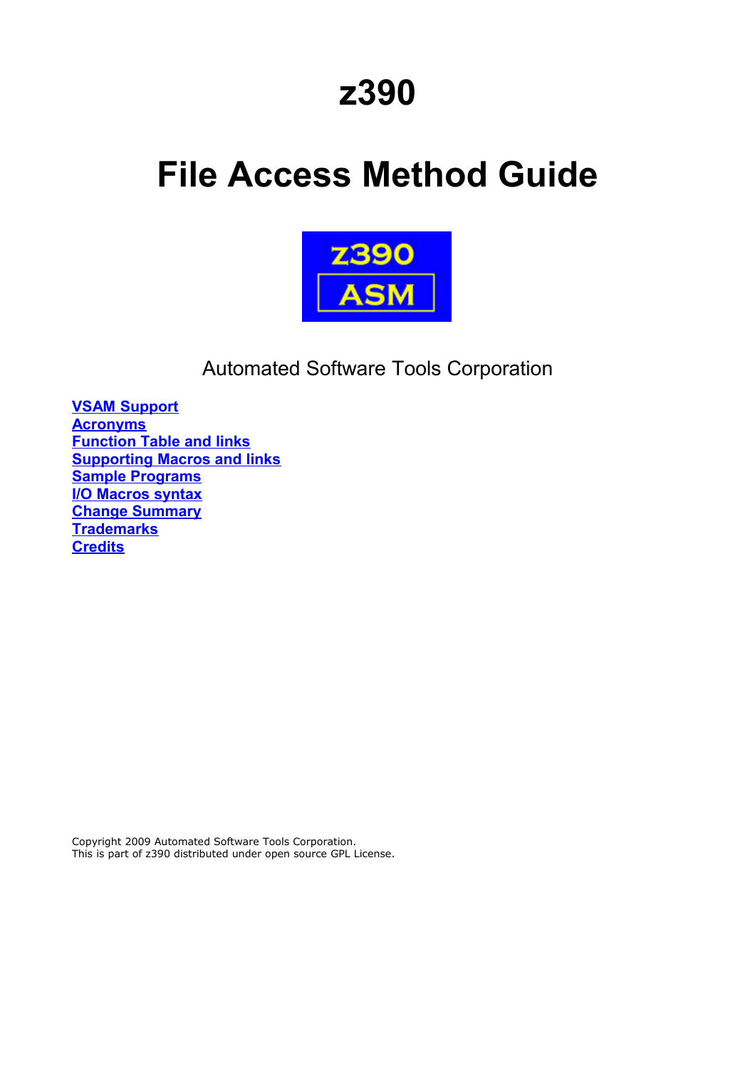# z390

# File Access Method Guide

Automated Software Tools Corporation

**VSAM Support**
**Acronyms**
**Function Table and links**
**Supporting Macros and links**
**Sample Programs**
**I/O Macros syntax**
**Change Summary**
**Trademarks**
**Credits**

Copyright 2009 Automated Software Tools Corporation.
This is part of z390 distributed under open source GPL License.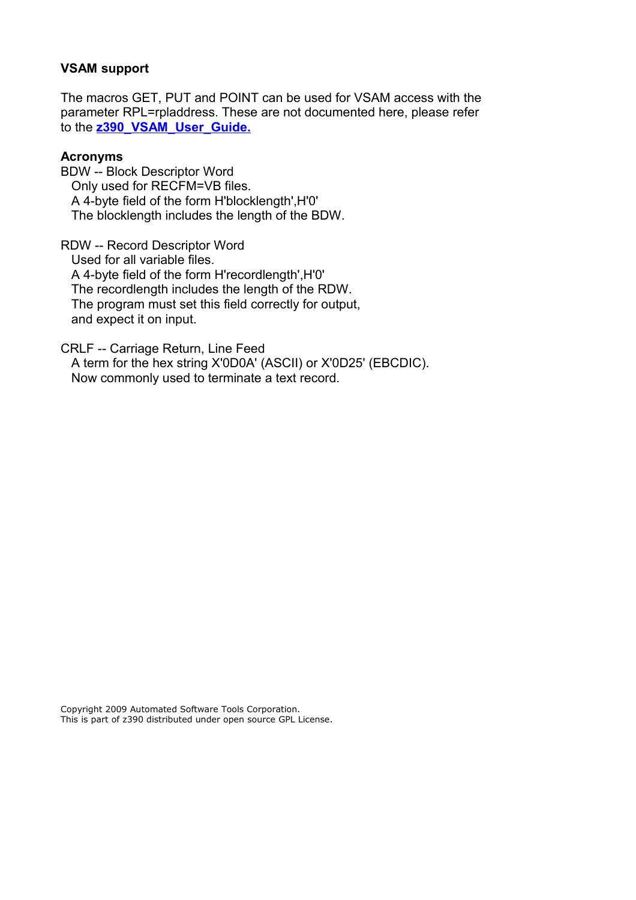**VSAM support**

The macros GET, PUT and POINT can be used for VSAM access with the parameter RPL=rpladdress. These are not documented here, please refer to the **z390_VSAM_User_Guide.**

**Acronyms**

BDW -- Block Descriptor Word
Only used for RECFM=VB files.
A 4-byte field of the form H'blocklength',H'0'
The blocklength includes the length of the BDW.

RDW -- Record Descriptor Word
Used for all variable files.
A 4-byte field of the form H'recordlength',H'0'
The recordlength includes the length of the RDW.
The program must set this field correctly for output, and expect it on input.

CRLF -- Carriage Return, Line Feed
A term for the hex string X'0D0A' (ASCII) or X'0D25' (EBCDIC).
Now commonly used to terminate a text record.

Copyright 2009 Automated Software Tools Corporation.
This is part of z390 distributed under open source GPL License.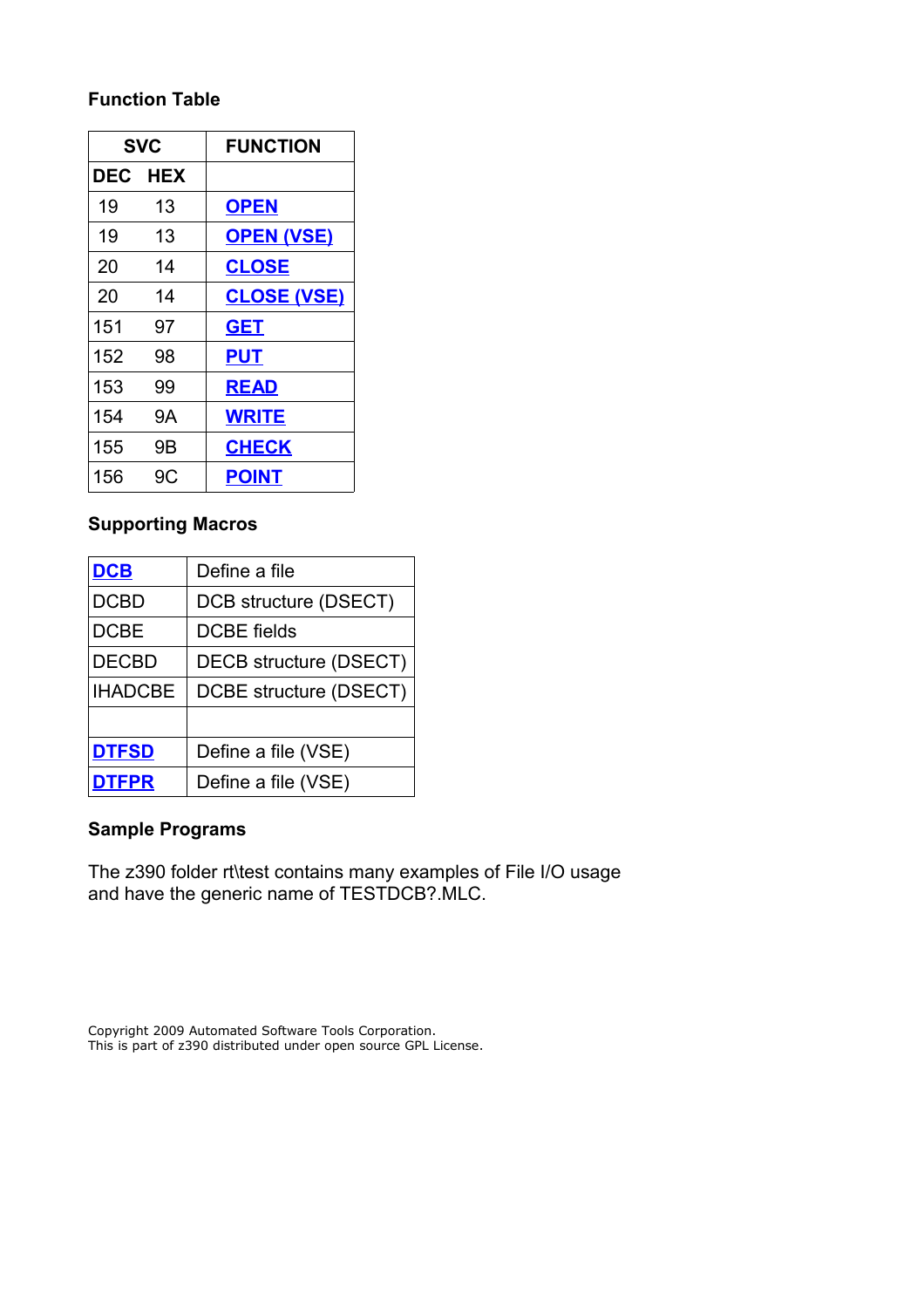### Function Table

| SVC | | FUNCTION |
|---|---|---|
| **DEC** | **HEX** | |
| 19 | 13 | **OPEN** |
| 19 | 13 | **OPEN (VSE)** |
| 20 | 14 | **CLOSE** |
| 20 | 14 | **CLOSE (VSE)** |
| 151 | 97 | **GET** |
| 152 | 98 | **PUT** |
| 153 | 99 | **READ** |
| 154 | 9A | **WRITE** |
| 155 | 9B | **CHECK** |
| 156 | 9C | **POINT** |

### Supporting Macros

| | |
|---|---|
| **DCB** | Define a file |
| DCBD | DCB structure (DSECT) |
| DCBE | DCBE fields |
| DECBD | DECB structure (DSECT) |
| IHADCBE | DCBE structure (DSECT) |
| | |
| **DTFSD** | Define a file (VSE) |
| **DTFPR** | Define a file (VSE) |

### Sample Programs

The z390 folder rt\test contains many examples of File I/O usage and have the generic name of TESTDCB?.MLC.

Copyright 2009 Automated Software Tools Corporation.
This is part of z390 distributed under open source GPL License.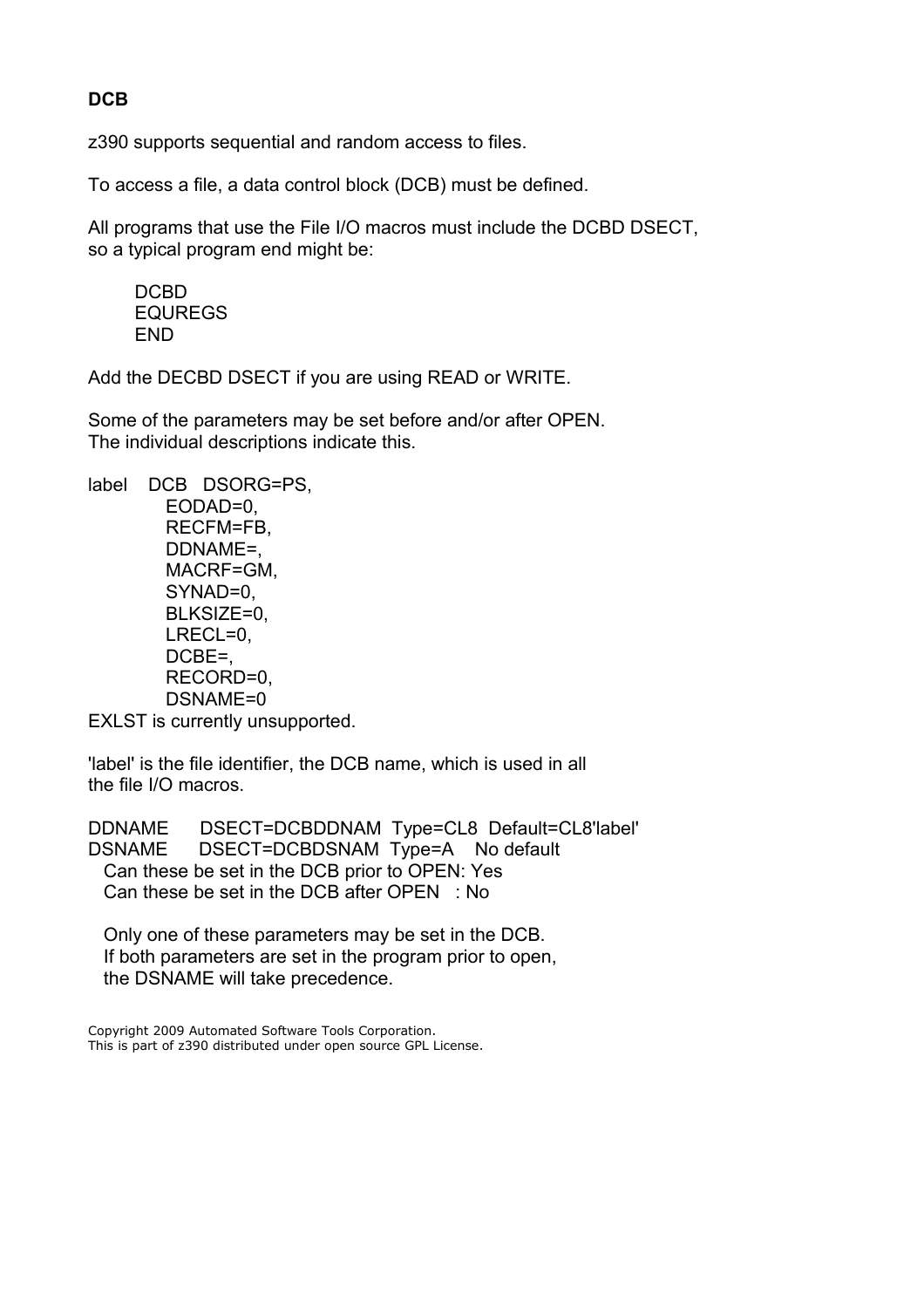**DCB**

z390 supports sequential and random access to files.

To access a file, a data control block (DCB) must be defined.

All programs that use the File I/O macros must include the DCBD DSECT, so a typical program end might be:

```
DCBD
EQUREGS
END
```

Add the DECBD DSECT if you are using READ or WRITE.

Some of the parameters may be set before and/or after OPEN.
The individual descriptions indicate this.

```
label    DCB   DSORG=PS,
               EODAD=0,
               RECFM=FB,
               DDNAME=,
               MACRF=GM,
               SYNAD=0,
               BLKSIZE=0,
               LRECL=0,
               DCBE=,
               RECORD=0,
               DSNAME=0
```

EXLST is currently unsupported.

'label' is the file identifier, the DCB name, which is used in all the file I/O macros.

```
DDNAME      DSECT=DCBDDNAM  Type=CL8  Default=CL8'label'
DSNAME      DSECT=DCBDSNAM  Type=A    No default
```

Can these be set in the DCB prior to OPEN: Yes
Can these be set in the DCB after OPEN : No

Only one of these parameters may be set in the DCB.
If both parameters are set in the program prior to open, the DSNAME will take precedence.

Copyright 2009 Automated Software Tools Corporation.
This is part of z390 distributed under open source GPL License.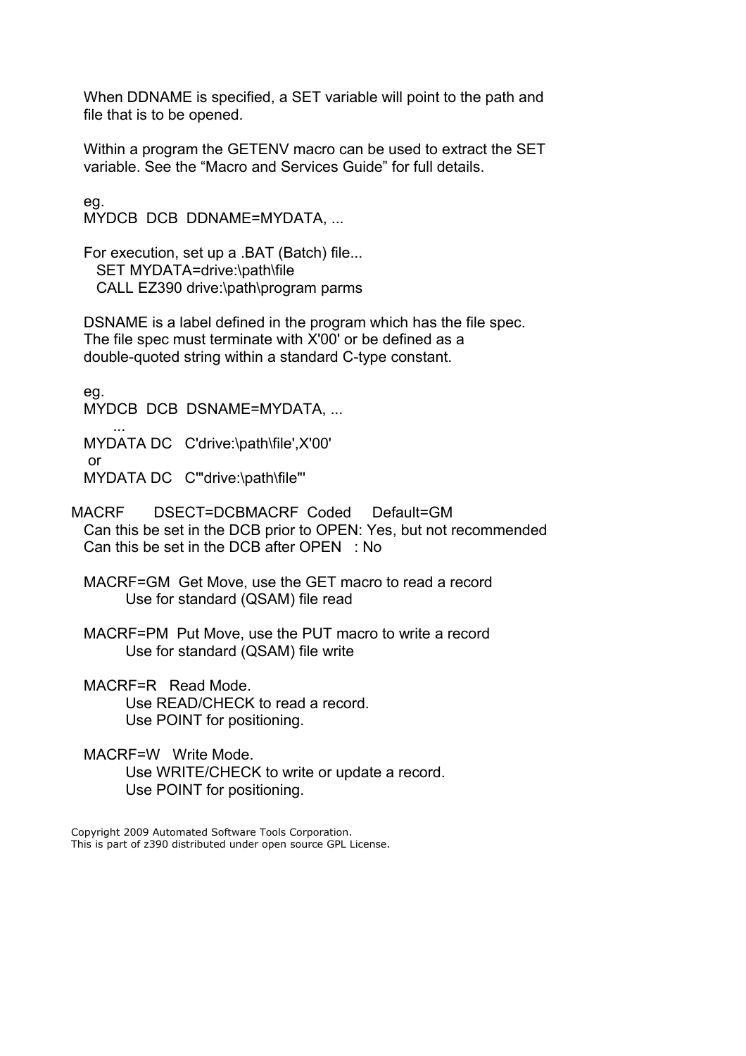When DDNAME is specified, a SET variable will point to the path and file that is to be opened.

Within a program the GETENV macro can be used to extract the SET variable. See the “Macro and Services Guide” for full details.

eg.

```
MYDCB  DCB  DDNAME=MYDATA, ...
```

For execution, set up a .BAT (Batch) file...

```
  SET MYDATA=drive:\path\file
  CALL EZ390 drive:\path\program parms
```

DSNAME is a label defined in the program which has the file spec. The file spec must terminate with X'00' or be defined as a double-quoted string within a standard C-type constant.

eg.

```
MYDCB  DCB  DSNAME=MYDATA, ...
      ...
MYDATA DC   C'drive:\path\file',X'00'
 or
MYDATA DC   C'"drive:\path\file"'
```

MACRF     DSECT=DCBMACRF  Coded     Default=GM

Can this be set in the DCB prior to OPEN: Yes, but not recommended
Can this be set in the DCB after OPEN   : No

MACRF=GM  Get Move, use the GET macro to read a record
    Use for standard (QSAM) file read

MACRF=PM  Put Move, use the PUT macro to write a record
    Use for standard (QSAM) file write

MACRF=R   Read Mode.
    Use READ/CHECK to read a record.
    Use POINT for positioning.

MACRF=W   Write Mode.
    Use WRITE/CHECK to write or update a record.
    Use POINT for positioning.

Copyright 2009 Automated Software Tools Corporation.
This is part of z390 distributed under open source GPL License.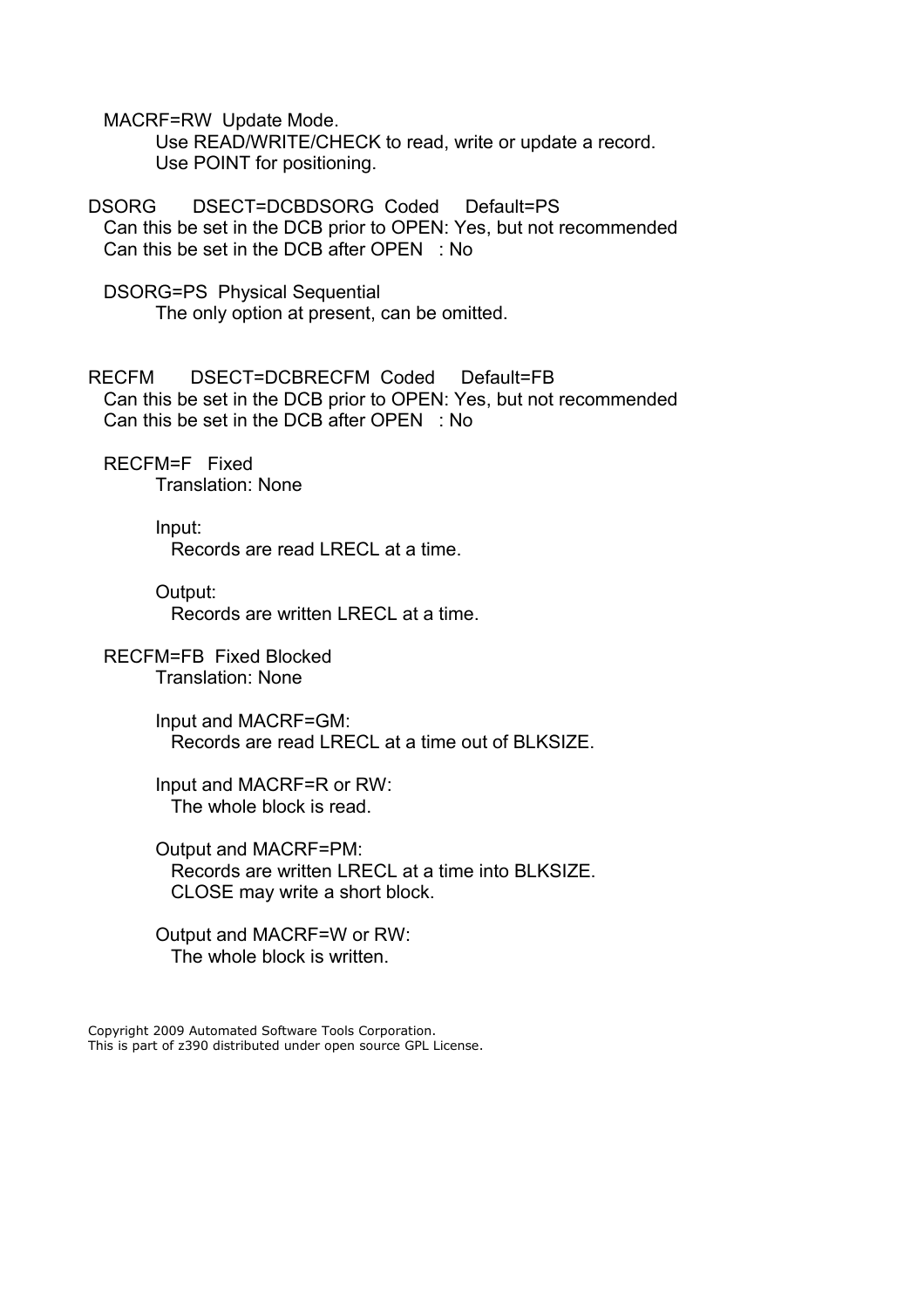MACRF=RW  Update Mode.

Use READ/WRITE/CHECK to read, write or update a record.

Use POINT for positioning.

DSORG    DSECT=DCBDSORG  Coded    Default=PS

Can this be set in the DCB prior to OPEN: Yes, but not recommended

Can this be set in the DCB after OPEN   : No

DSORG=PS  Physical Sequential

The only option at present, can be omitted.

RECFM    DSECT=DCBRECFM  Coded    Default=FB

Can this be set in the DCB prior to OPEN: Yes, but not recommended

Can this be set in the DCB after OPEN   : No

RECFM=F   Fixed

Translation: None

Input:

Records are read LRECL at a time.

Output:

Records are written LRECL at a time.

RECFM=FB  Fixed Blocked

Translation: None

Input and MACRF=GM:

Records are read LRECL at a time out of BLKSIZE.

Input and MACRF=R or RW:

The whole block is read.

Output and MACRF=PM:

Records are written LRECL at a time into BLKSIZE.

CLOSE may write a short block.

Output and MACRF=W or RW:

The whole block is written.

Copyright 2009 Automated Software Tools Corporation.
This is part of z390 distributed under open source GPL License.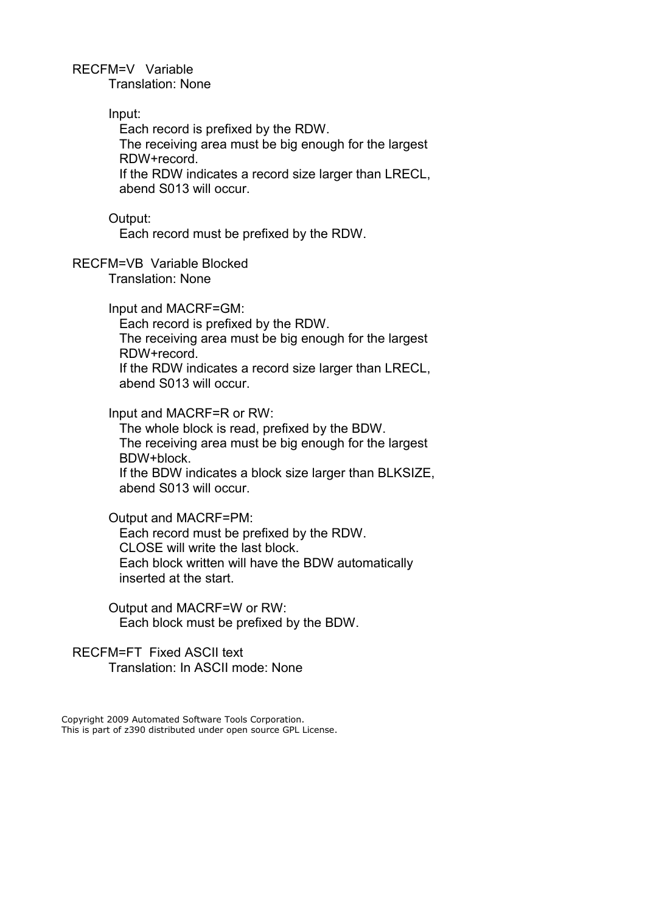RECFM=V   Variable

Translation: None

Input:

Each record is prefixed by the RDW.
The receiving area must be big enough for the largest RDW+record.
If the RDW indicates a record size larger than LRECL, abend S013 will occur.

Output:

Each record must be prefixed by the RDW.

RECFM=VB  Variable Blocked

Translation: None

Input and MACRF=GM:

Each record is prefixed by the RDW.
The receiving area must be big enough for the largest RDW+record.
If the RDW indicates a record size larger than LRECL, abend S013 will occur.

Input and MACRF=R or RW:

The whole block is read, prefixed by the BDW.
The receiving area must be big enough for the largest BDW+block.
If the BDW indicates a block size larger than BLKSIZE, abend S013 will occur.

Output and MACRF=PM:

Each record must be prefixed by the RDW.
CLOSE will write the last block.
Each block written will have the BDW automatically inserted at the start.

Output and MACRF=W or RW:

Each block must be prefixed by the BDW.

RECFM=FT  Fixed ASCII text

Translation: In ASCII mode: None

Copyright 2009 Automated Software Tools Corporation.
This is part of z390 distributed under open source GPL License.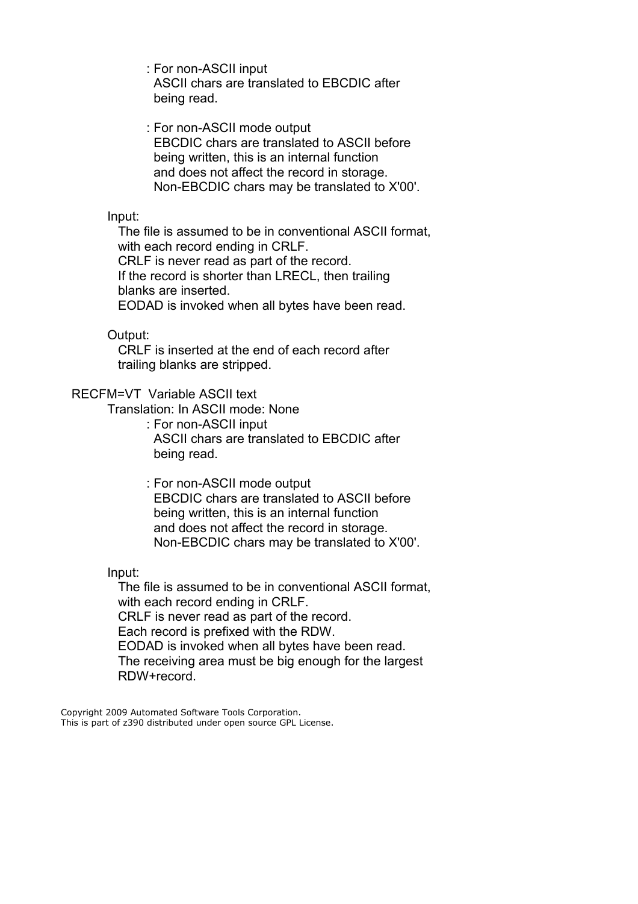: For non-ASCII input
  ASCII chars are translated to EBCDIC after
  being read.

: For non-ASCII mode output
  EBCDIC chars are translated to ASCII before
  being written, this is an internal function
  and does not affect the record in storage.
  Non-EBCDIC chars may be translated to X'00'.

Input:
The file is assumed to be in conventional ASCII format,
with each record ending in CRLF.
CRLF is never read as part of the record.
If the record is shorter than LRECL, then trailing
blanks are inserted.
EODAD is invoked when all bytes have been read.

Output:
CRLF is inserted at the end of each record after
trailing blanks are stripped.

RECFM=VT  Variable ASCII text

Translation: In ASCII mode: None

: For non-ASCII input
  ASCII chars are translated to EBCDIC after
  being read.

: For non-ASCII mode output
  EBCDIC chars are translated to ASCII before
  being written, this is an internal function
  and does not affect the record in storage.
  Non-EBCDIC chars may be translated to X'00'.

Input:
The file is assumed to be in conventional ASCII format,
with each record ending in CRLF.
CRLF is never read as part of the record.
Each record is prefixed with the RDW.
EODAD is invoked when all bytes have been read.
The receiving area must be big enough for the largest
RDW+record.

Copyright 2009 Automated Software Tools Corporation.
This is part of z390 distributed under open source GPL License.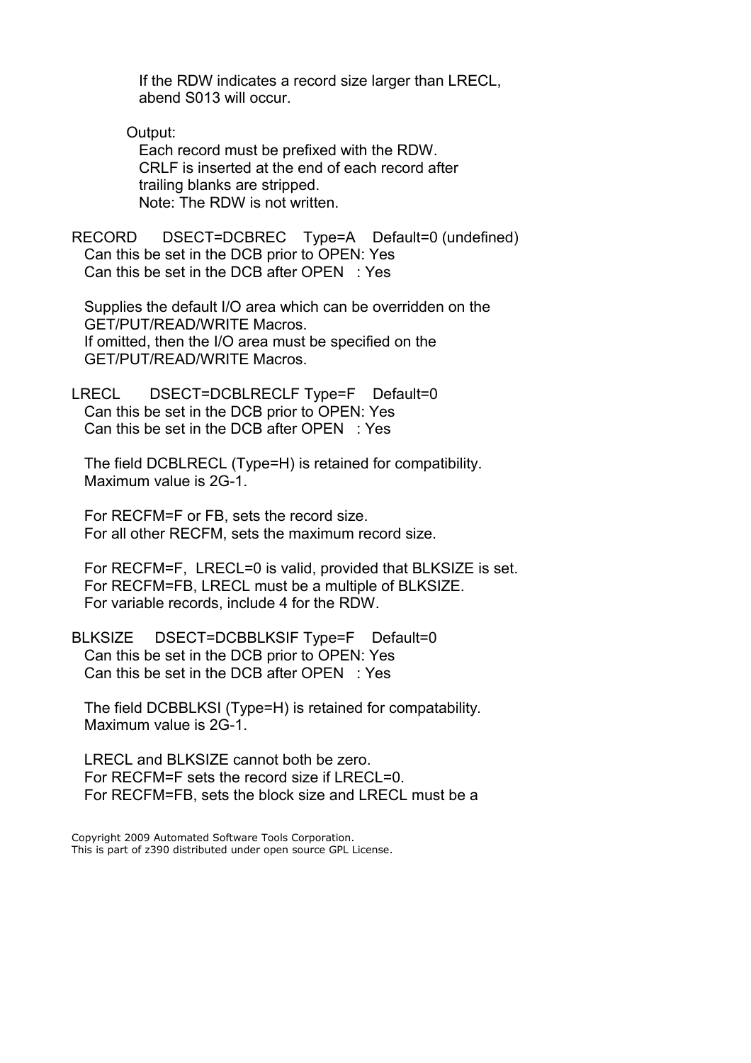If the RDW indicates a record size larger than LRECL, abend S013 will occur.

Output:

Each record must be prefixed with the RDW.
CRLF is inserted at the end of each record after trailing blanks are stripped.
Note: The RDW is not written.

RECORD DSECT=DCBREC Type=A Default=0 (undefined)
Can this be set in the DCB prior to OPEN: Yes
Can this be set in the DCB after OPEN : Yes

Supplies the default I/O area which can be overridden on the GET/PUT/READ/WRITE Macros.
If omitted, then the I/O area must be specified on the GET/PUT/READ/WRITE Macros.

LRECL DSECT=DCBLRECLF Type=F Default=0
Can this be set in the DCB prior to OPEN: Yes
Can this be set in the DCB after OPEN : Yes

The field DCBLRECL (Type=H) is retained for compatibility.
Maximum value is 2G-1.

For RECFM=F or FB, sets the record size.
For all other RECFM, sets the maximum record size.

For RECFM=F, LRECL=0 is valid, provided that BLKSIZE is set.
For RECFM=FB, LRECL must be a multiple of BLKSIZE.
For variable records, include 4 for the RDW.

BLKSIZE DSECT=DCBBLKSIF Type=F Default=0
Can this be set in the DCB prior to OPEN: Yes
Can this be set in the DCB after OPEN : Yes

The field DCBBLKSI (Type=H) is retained for compatability.
Maximum value is 2G-1.

LRECL and BLKSIZE cannot both be zero.
For RECFM=F sets the record size if LRECL=0.
For RECFM=FB, sets the block size and LRECL must be a

Copyright 2009 Automated Software Tools Corporation.
This is part of z390 distributed under open source GPL License.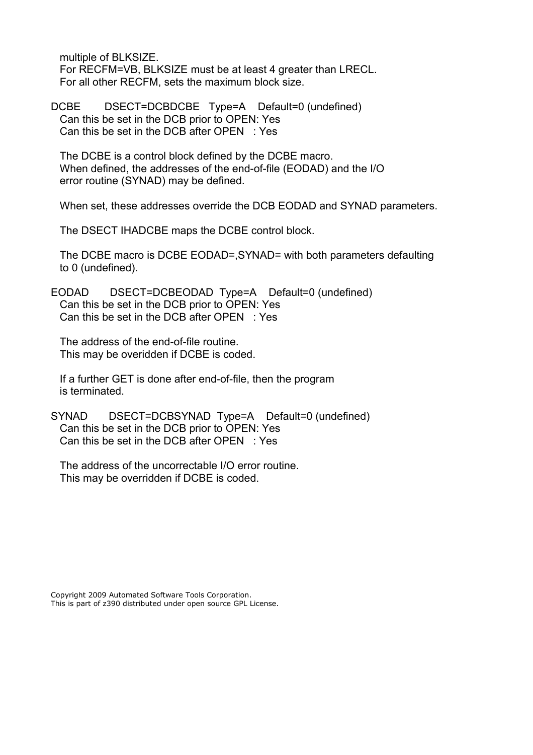multiple of BLKSIZE.
For RECFM=VB, BLKSIZE must be at least 4 greater than LRECL.
For all other RECFM, sets the maximum block size.

DCBE  DSECT=DCBDCBE  Type=A  Default=0 (undefined)
Can this be set in the DCB prior to OPEN: Yes
Can this be set in the DCB after OPEN : Yes

The DCBE is a control block defined by the DCBE macro.
When defined, the addresses of the end-of-file (EODAD) and the I/O error routine (SYNAD) may be defined.

When set, these addresses override the DCB EODAD and SYNAD parameters.

The DSECT IHADCBE maps the DCBE control block.

The DCBE macro is DCBE EODAD=,SYNAD= with both parameters defaulting to 0 (undefined).

EODAD  DSECT=DCBEODAD  Type=A  Default=0 (undefined)
Can this be set in the DCB prior to OPEN: Yes
Can this be set in the DCB after OPEN : Yes

The address of the end-of-file routine.
This may be overidden if DCBE is coded.

If a further GET is done after end-of-file, then the program is terminated.

SYNAD  DSECT=DCBSYNAD  Type=A  Default=0 (undefined)
Can this be set in the DCB prior to OPEN: Yes
Can this be set in the DCB after OPEN : Yes

The address of the uncorrectable I/O error routine.
This may be overridden if DCBE is coded.

Copyright 2009 Automated Software Tools Corporation.
This is part of z390 distributed under open source GPL License.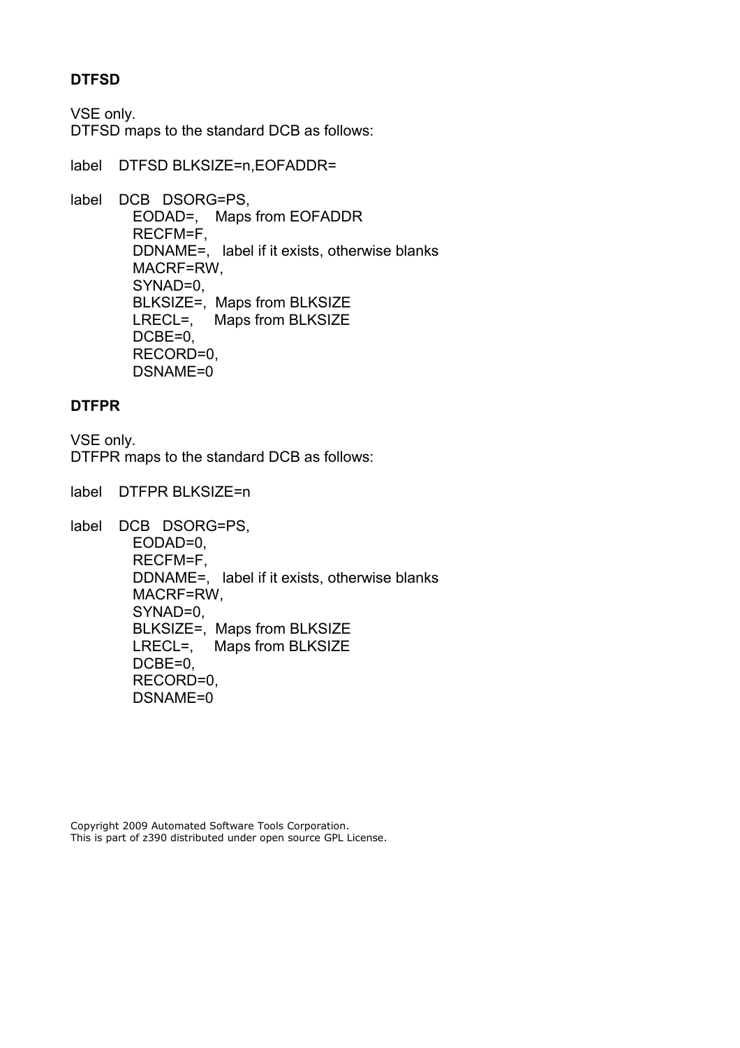**DTFSD**

VSE only.
DTFSD maps to the standard DCB as follows:

```
label    DTFSD BLKSIZE=n,EOFADDR=

label    DCB   DSORG=PS,
               EODAD=,    Maps from EOFADDR
               RECFM=F,
               DDNAME=,   label if it exists, otherwise blanks
               MACRF=RW,
               SYNAD=0,
               BLKSIZE=,  Maps from BLKSIZE
               LRECL=,    Maps from BLKSIZE
               DCBE=0,
               RECORD=0,
               DSNAME=0
```

**DTFPR**

VSE only.
DTFPR maps to the standard DCB as follows:

```
label    DTFPR BLKSIZE=n

label    DCB   DSORG=PS,
               EODAD=0,
               RECFM=F,
               DDNAME=,   label if it exists, otherwise blanks
               MACRF=RW,
               SYNAD=0,
               BLKSIZE=,  Maps from BLKSIZE
               LRECL=,    Maps from BLKSIZE
               DCBE=0,
               RECORD=0,
               DSNAME=0
```

Copyright 2009 Automated Software Tools Corporation.
This is part of z390 distributed under open source GPL License.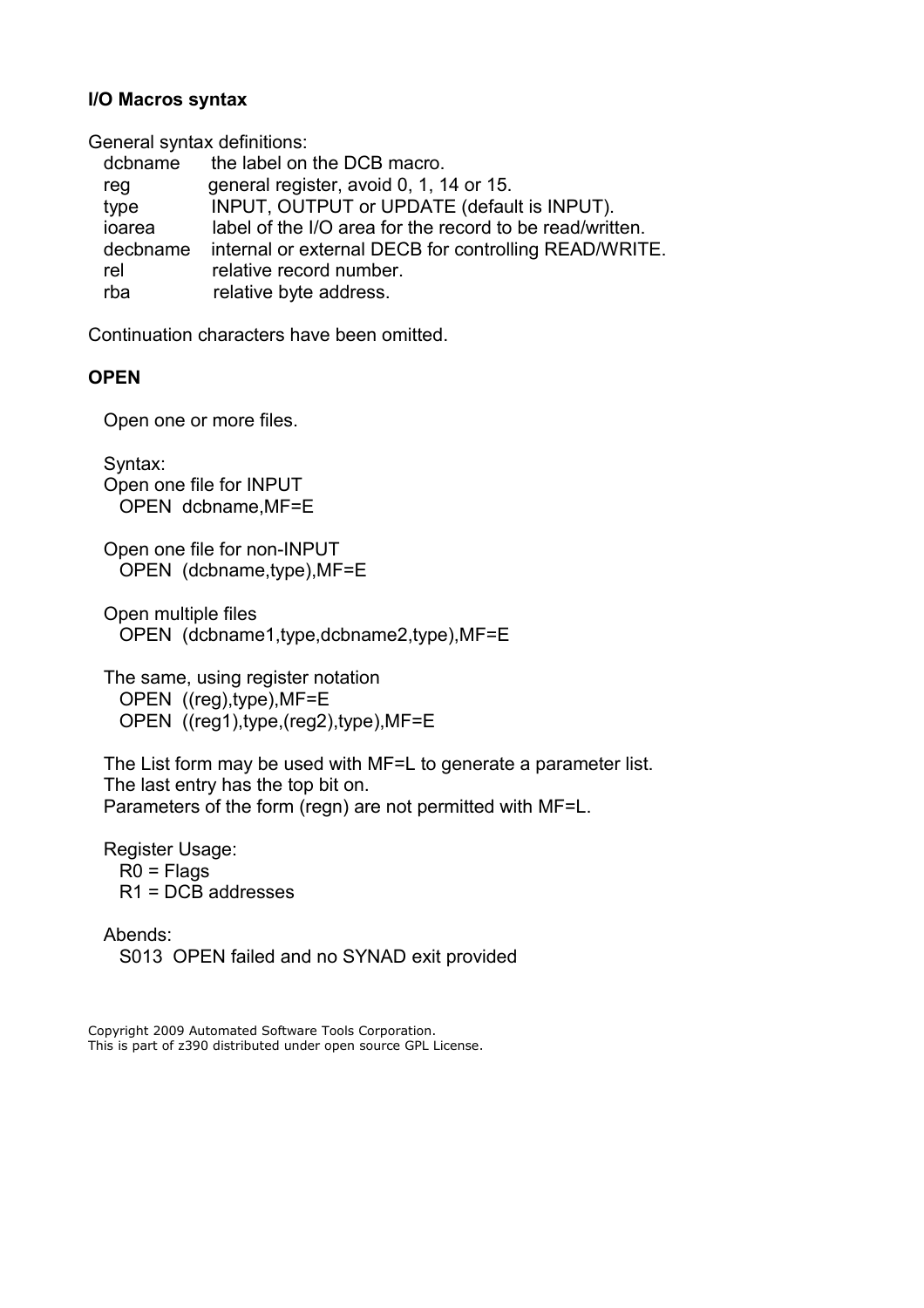**I/O Macros syntax**

General syntax definitions:

| | |
|---|---|
| dcbname | the label on the DCB macro. |
| reg | general register, avoid 0, 1, 14 or 15. |
| type | INPUT, OUTPUT or UPDATE (default is INPUT). |
| ioarea | label of the I/O area for the record to be read/written. |
| decbname | internal or external DECB for controlling READ/WRITE. |
| rel | relative record number. |
| rba | relative byte address. |

Continuation characters have been omitted.

**OPEN**

Open one or more files.

Syntax:

Open one file for INPUT

```
OPEN  dcbname,MF=E
```

Open one file for non-INPUT

```
OPEN  (dcbname,type),MF=E
```

Open multiple files

```
OPEN  (dcbname1,type,dcbname2,type),MF=E
```

The same, using register notation

```
OPEN  ((reg),type),MF=E
OPEN  ((reg1),type,(reg2),type),MF=E
```

The List form may be used with MF=L to generate a parameter list.
The last entry has the top bit on.
Parameters of the form (regn) are not permitted with MF=L.

Register Usage:

R0 = Flags
R1 = DCB addresses

Abends:

S013  OPEN failed and no SYNAD exit provided

Copyright 2009 Automated Software Tools Corporation.
This is part of z390 distributed under open source GPL License.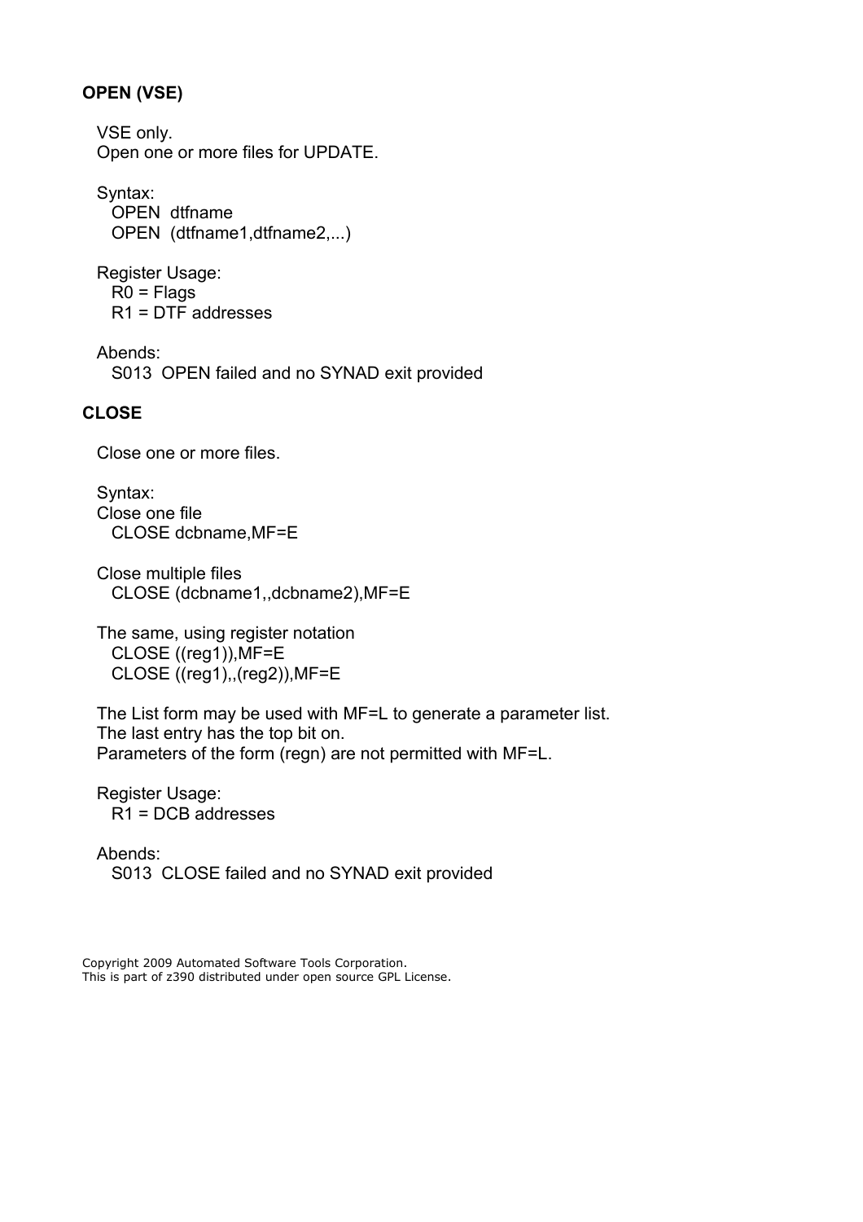## OPEN (VSE)

VSE only.
Open one or more files for UPDATE.

Syntax:

```
OPEN  dtfname
OPEN  (dtfname1,dtfname2,...)
```

Register Usage:

```
R0 = Flags
R1 = DTF addresses
```

Abends:

```
S013  OPEN failed and no SYNAD exit provided
```

## CLOSE

Close one or more files.

Syntax:

Close one file

```
CLOSE dcbname,MF=E
```

Close multiple files

```
CLOSE (dcbname1,,dcbname2),MF=E
```

The same, using register notation

```
CLOSE ((reg1)),MF=E
CLOSE ((reg1),,(reg2)),MF=E
```

The List form may be used with MF=L to generate a parameter list.
The last entry has the top bit on.
Parameters of the form (regn) are not permitted with MF=L.

Register Usage:

```
R1 = DCB addresses
```

Abends:

```
S013  CLOSE failed and no SYNAD exit provided
```

Copyright 2009 Automated Software Tools Corporation.
This is part of z390 distributed under open source GPL License.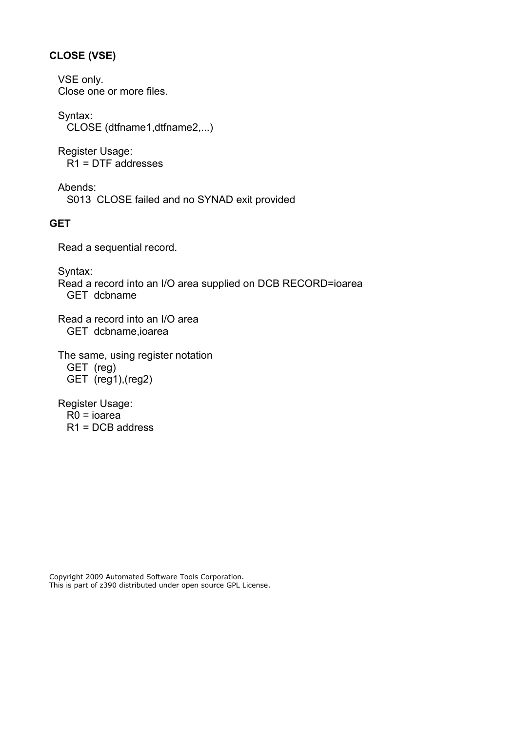**CLOSE (VSE)**

VSE only.
Close one or more files.

Syntax:

```
CLOSE (dtfname1,dtfname2,...)
```

Register Usage:

```
R1 = DTF addresses
```

Abends:

```
S013  CLOSE failed and no SYNAD exit provided
```

**GET**

Read a sequential record.

Syntax:

Read a record into an I/O area supplied on DCB RECORD=ioarea

```
GET  dcbname
```

Read a record into an I/O area

```
GET  dcbname,ioarea
```

The same, using register notation

```
GET  (reg)
GET  (reg1),(reg2)
```

Register Usage:

```
R0 = ioarea
R1 = DCB address
```

Copyright 2009 Automated Software Tools Corporation.
This is part of z390 distributed under open source GPL License.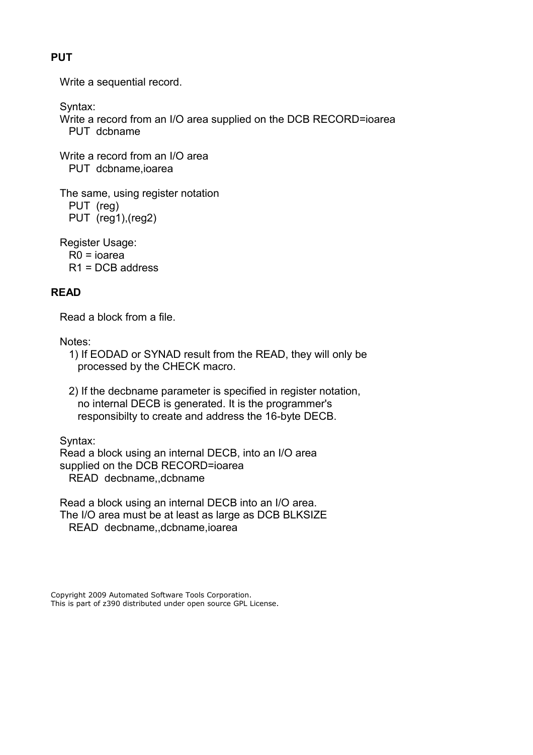**PUT**

Write a sequential record.

Syntax:
Write a record from an I/O area supplied on the DCB RECORD=ioarea
```
PUT  dcbname
```

Write a record from an I/O area
```
PUT  dcbname,ioarea
```

The same, using register notation
```
PUT  (reg)
PUT  (reg1),(reg2)
```

Register Usage:
```
R0 = ioarea
R1 = DCB address
```

**READ**

Read a block from a file.

Notes:

1) If EODAD or SYNAD result from the READ, they will only be processed by the CHECK macro.

2) If the decbname parameter is specified in register notation, no internal DECB is generated. It is the programmer's responsibilty to create and address the 16-byte DECB.

Syntax:
Read a block using an internal DECB, into an I/O area supplied on the DCB RECORD=ioarea
```
READ  decbname,,dcbname
```

Read a block using an internal DECB into an I/O area.
The I/O area must be at least as large as DCB BLKSIZE
```
READ  decbname,,dcbname,ioarea
```

Copyright 2009 Automated Software Tools Corporation.
This is part of z390 distributed under open source GPL License.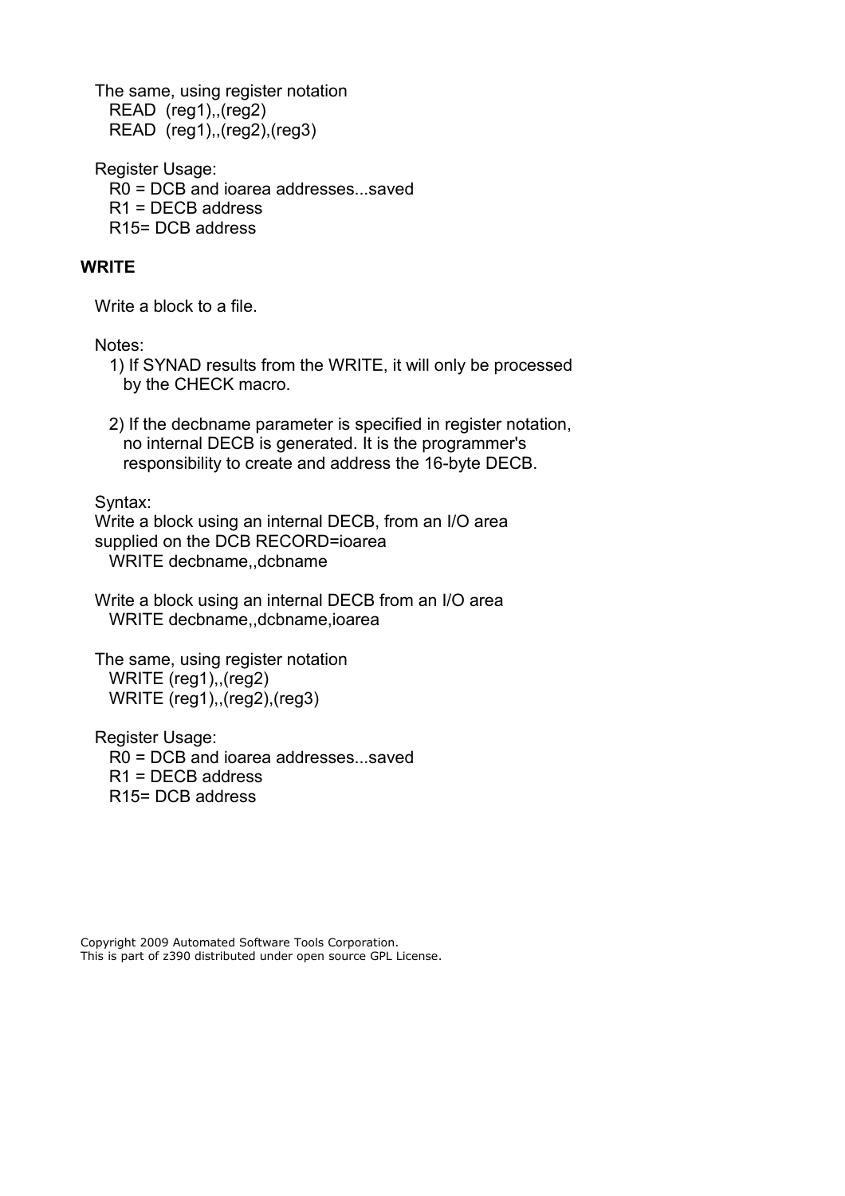The same, using register notation

```
READ  (reg1),,(reg2)
READ  (reg1),,(reg2),(reg3)
```

Register Usage:

```
R0 = DCB and ioarea addresses...saved
R1 = DECB address
R15= DCB address
```

**WRITE**

Write a block to a file.

Notes:

1) If SYNAD results from the WRITE, it will only be processed by the CHECK macro.

2) If the decbname parameter is specified in register notation, no internal DECB is generated. It is the programmer's responsibility to create and address the 16-byte DECB.

Syntax:

Write a block using an internal DECB, from an I/O area supplied on the DCB RECORD=ioarea

```
WRITE decbname,,dcbname
```

Write a block using an internal DECB from an I/O area

```
WRITE decbname,,dcbname,ioarea
```

The same, using register notation

```
WRITE (reg1),,(reg2)
WRITE (reg1),,(reg2),(reg3)
```

Register Usage:

```
R0 = DCB and ioarea addresses...saved
R1 = DECB address
R15= DCB address
```

Copyright 2009 Automated Software Tools Corporation.
This is part of z390 distributed under open source GPL License.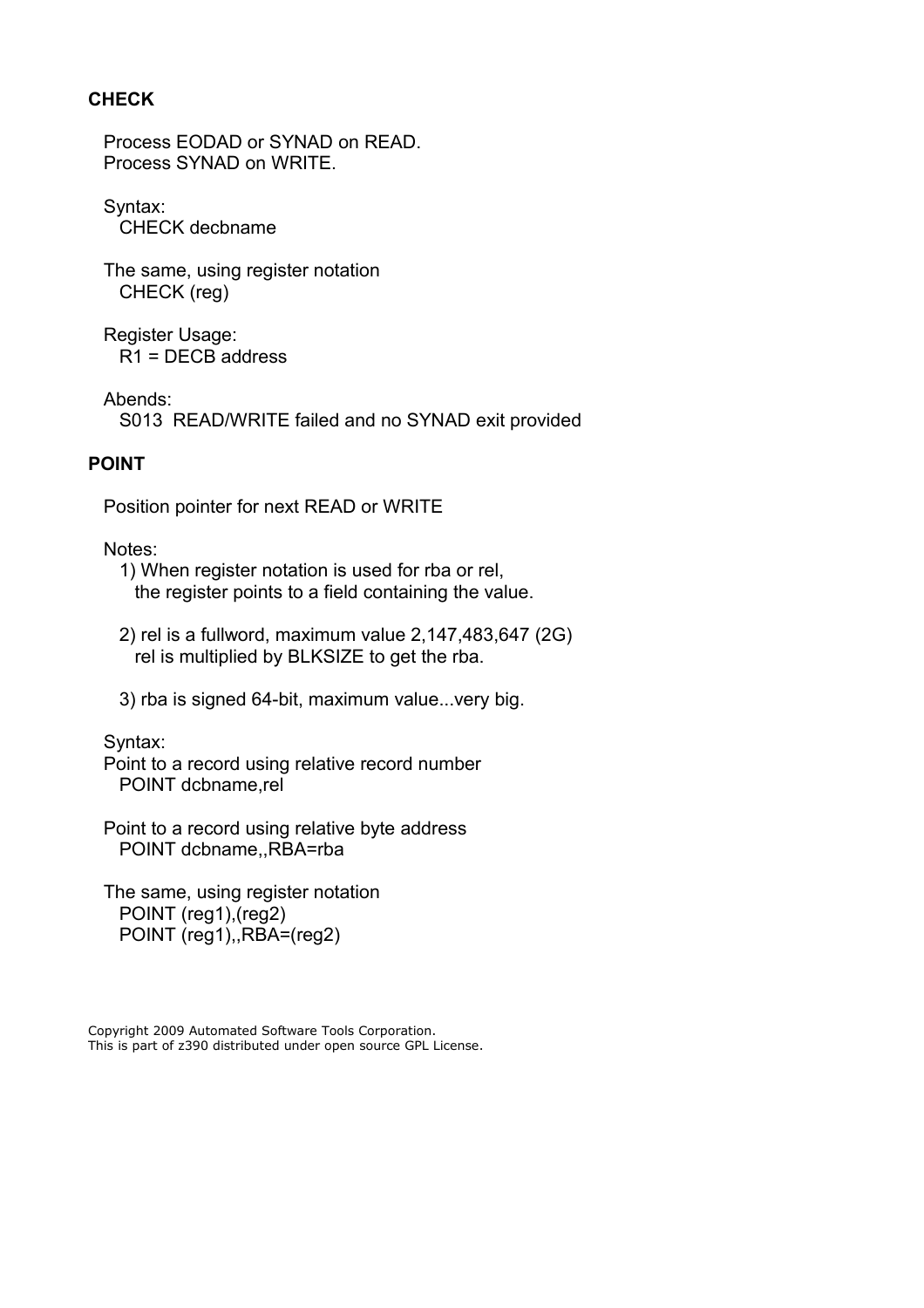**CHECK**

Process EODAD or SYNAD on READ.
Process SYNAD on WRITE.

Syntax:

```
CHECK decbname
```

The same, using register notation

```
CHECK (reg)
```

Register Usage:

R1 = DECB address

Abends:

S013  READ/WRITE failed and no SYNAD exit provided

**POINT**

Position pointer for next READ or WRITE

Notes:

1) When register notation is used for rba or rel, the register points to a field containing the value.

2) rel is a fullword, maximum value 2,147,483,647 (2G) rel is multiplied by BLKSIZE to get the rba.

3) rba is signed 64-bit, maximum value...very big.

Syntax:

Point to a record using relative record number

```
POINT dcbname,rel
```

Point to a record using relative byte address

```
POINT dcbname,,RBA=rba
```

The same, using register notation

```
POINT (reg1),(reg2)
POINT (reg1),,RBA=(reg2)
```

Copyright 2009 Automated Software Tools Corporation.
This is part of z390 distributed under open source GPL License.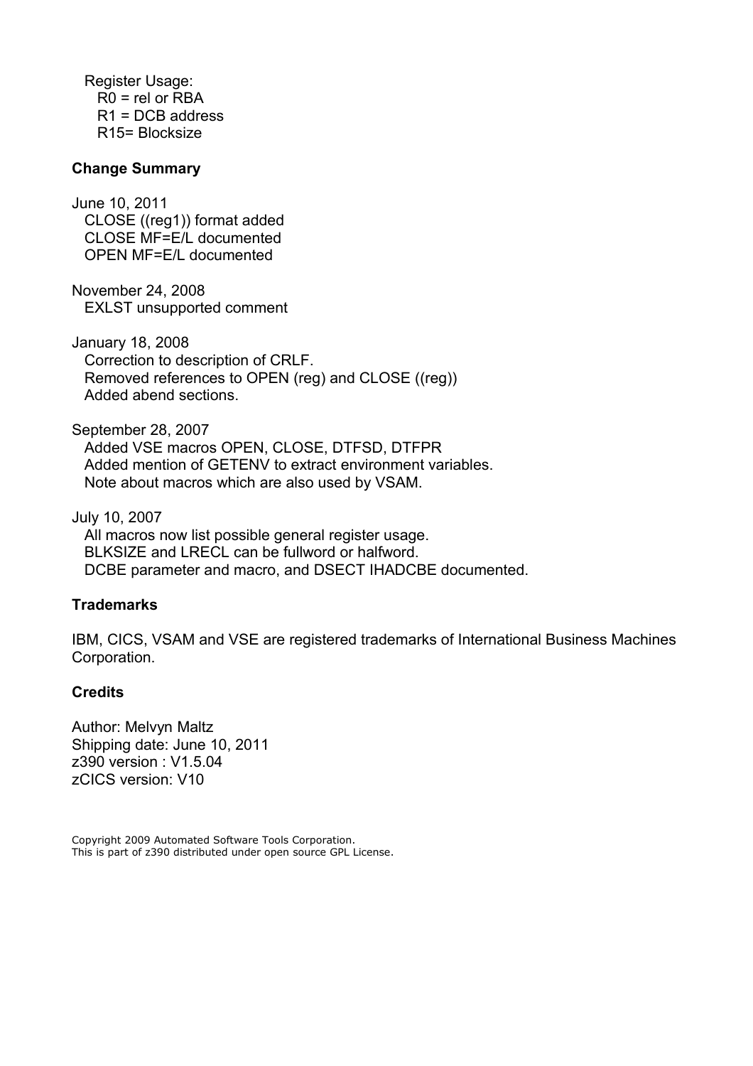Register Usage:
  R0 = rel or RBA
  R1 = DCB address
  R15= Blocksize

**Change Summary**

June 10, 2011
  CLOSE ((reg1)) format added
  CLOSE MF=E/L documented
  OPEN MF=E/L documented

November 24, 2008
  EXLST unsupported comment

January 18, 2008
  Correction to description of CRLF.
  Removed references to OPEN (reg) and CLOSE ((reg))
  Added abend sections.

September 28, 2007
  Added VSE macros OPEN, CLOSE, DTFSD, DTFPR
  Added mention of GETENV to extract environment variables.
  Note about macros which are also used by VSAM.

July 10, 2007
  All macros now list possible general register usage.
  BLKSIZE and LRECL can be fullword or halfword.
  DCBE parameter and macro, and DSECT IHADCBE documented.

**Trademarks**

IBM, CICS, VSAM and VSE are registered trademarks of International Business Machines Corporation.

**Credits**

Author: Melvyn Maltz
Shipping date: June 10, 2011
z390 version : V1.5.04
zCICS version: V10

Copyright 2009 Automated Software Tools Corporation.
This is part of z390 distributed under open source GPL License.